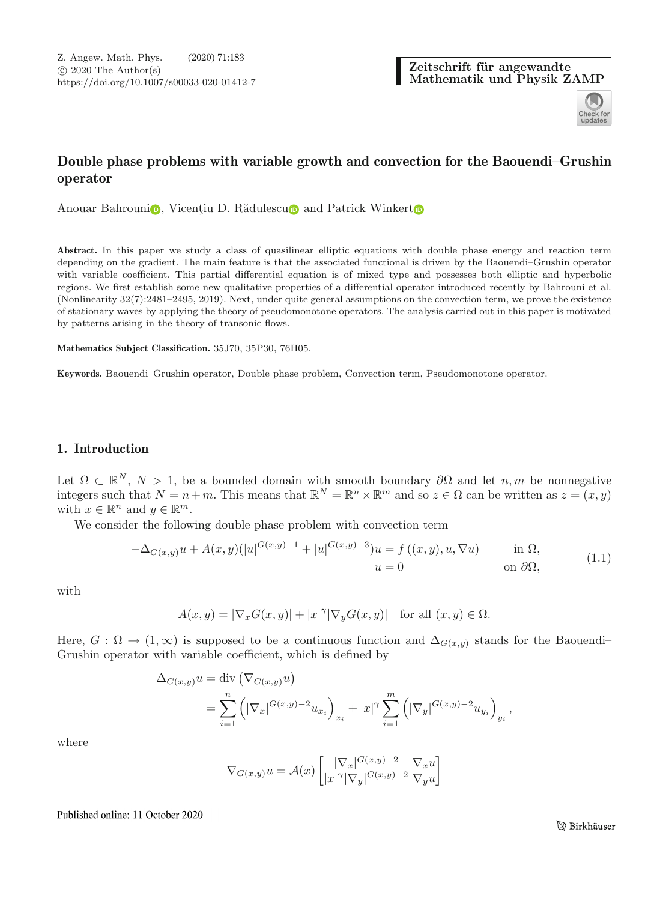# Double phase problems with variable growth and convection for the Baouendi–Grushin operator

Anouar Bahrouni, Vicenţiu D. Rădulescu and Patrick Winkert

**Abstract.** In this paper we study a class of quasilinear elliptic equations with double phase energy and reaction term depending on the gradient. The main feature is that the associated functional is driven by the Baouendi–Grushin operator with variable coefficient. This partial differential equation is of mixed type and possesses both elliptic and hyperbolic regions. We first establish some new qualitative properties of a differential operator introduced recently by Bahrouni et al. (Nonlinearity 32(7):2481–2495, 2019). Next, under quite general assumptions on the convection term, we prove the existence of stationary waves by applying the theory of pseudomonotone operators. The analysis carried out in this paper is motivated by patterns arising in the theory of transonic flows.

**Mathematics Subject Classification.** 35J70, 35P30, 76H05.

**Keywords.** Baouendi–Grushin operator, Double phase problem, Convection term, Pseudomonotone operator.

## 1. Introduction

Let $\Omega \subset \mathbb{R}^N$, $N > 1$, be a bounded domain with smooth boundary $\partial\Omega$ and let $n, m$ be nonnegative integers such that $N = n + m$. This means that $\mathbb{R}^N = \mathbb{R}^n \times \mathbb{R}^m$ and so $z \in \Omega$ can be written as $z = (x, y)$ with $x \in \mathbb{R}^n$ and $y \in \mathbb{R}^m$.

We consider the following double phase problem with convection term

$$
\begin{aligned}
-\Delta_{G(x,y)} u + A(x,y)(|u|^{G(x,y)-1} + |u|^{G(x,y)-3})u &= f((x,y), u, \nabla u) \qquad && \text{in } \Omega,\\
u &= 0 && \text{on } \partial\Omega,
\end{aligned}
\tag{1.1}
$$

with

$$
A(x,y) = |\nabla_x G(x,y)| + |x|^\gamma |\nabla_y G(x,y)| \quad \text{for all } (x,y) \in \Omega.
$$

Here, $G : \overline{\Omega} \to (1, \infty)$ is supposed to be a continuous function and $\Delta_{G(x,y)}$ stands for the Baouendi–Grushin operator with variable coefficient, which is defined by

$$
\begin{aligned}
\Delta_{G(x,y)} u &= \operatorname{div}\left(\nabla_{G(x,y)} u\right)\\
&= \sum_{i=1}^{n} \left(|\nabla_x|^{G(x,y)-2} u_{x_i}\right)_{x_i} + |x|^\gamma \sum_{i=1}^{m} \left(|\nabla_y|^{G(x,y)-2} u_{y_i}\right)_{y_i},
\end{aligned}
$$

where

$$
\nabla_{G(x,y)} u = \mathcal{A}(x) \begin{bmatrix} |\nabla_x|^{G(x,y)-2} & \nabla_x u \\ |x|^\gamma |\nabla_y|^{G(x,y)-2} & \nabla_y u \end{bmatrix}
$$

Published online: 11 October 2020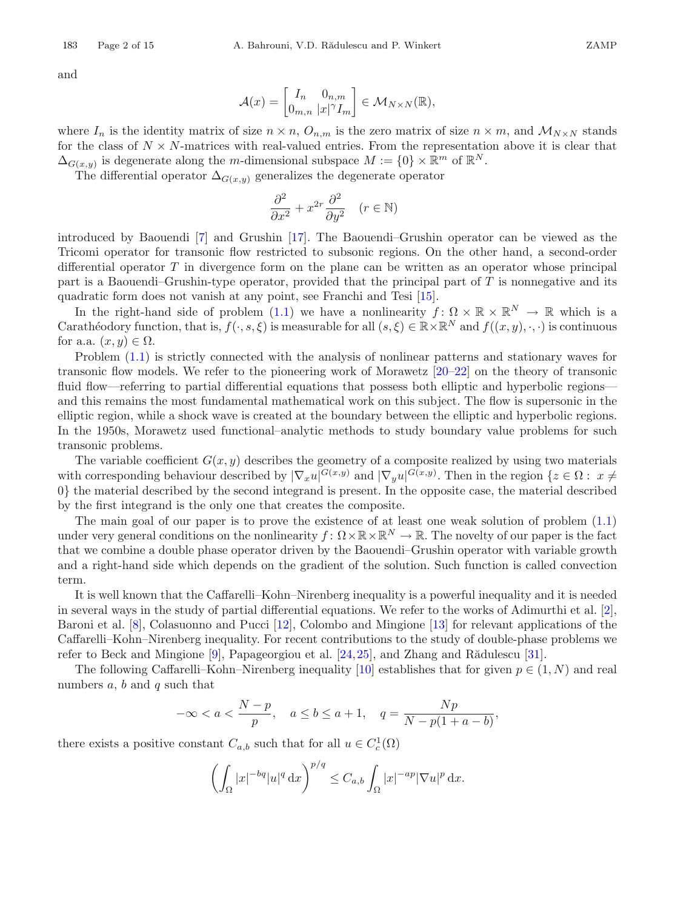and

$$\mathcal{A}(x) = \begin{bmatrix} I_n & 0_{n,m} \\ 0_{m,n} & |x|^{\gamma} I_m \end{bmatrix} \in \mathcal{M}_{N\times N}(\mathbb{R}),$$

where $I_n$ is the identity matrix of size $n \times n$, $O_{n,m}$ is the zero matrix of size $n \times m$, and $\mathcal{M}_{N\times N}$ stands for the class of $N \times N$-matrices with real-valued entries. From the representation above it is clear that $\Delta_{G(x,y)}$ is degenerate along the $m$-dimensional subspace $M := \{0\} \times \mathbb{R}^m$ of $\mathbb{R}^N$.

The differential operator $\Delta_{G(x,y)}$ generalizes the degenerate operator

$$\frac{\partial^2}{\partial x^2} + x^{2r} \frac{\partial^2}{\partial y^2} \quad (r \in \mathbb{N})$$

introduced by Baouendi [7] and Grushin [17]. The Baouendi–Grushin operator can be viewed as the Tricomi operator for transonic flow restricted to subsonic regions. On the other hand, a second-order differential operator $T$ in divergence form on the plane can be written as an operator whose principal part is a Baouendi–Grushin-type operator, provided that the principal part of $T$ is nonnegative and its quadratic form does not vanish at any point, see Franchi and Tesi [15].

In the right-hand side of problem (1.1) we have a nonlinearity $f\colon \Omega \times \mathbb{R} \times \mathbb{R}^N \to \mathbb{R}$ which is a Carathéodory function, that is, $f(\cdot, s, \xi)$ is measurable for all $(s, \xi) \in \mathbb{R}\times\mathbb{R}^N$ and $f((x, y), \cdot, \cdot)$ is continuous for a.a. $(x, y) \in \Omega$.

Problem (1.1) is strictly connected with the analysis of nonlinear patterns and stationary waves for transonic flow models. We refer to the pioneering work of Morawetz [20–22] on the theory of transonic fluid flow—referring to partial differential equations that possess both elliptic and hyperbolic regions—and this remains the most fundamental mathematical work on this subject. The flow is supersonic in the elliptic region, while a shock wave is created at the boundary between the elliptic and hyperbolic regions. In the 1950s, Morawetz used functional–analytic methods to study boundary value problems for such transonic problems.

The variable coefficient $G(x, y)$ describes the geometry of a composite realized by using two materials with corresponding behaviour described by $|\nabla_x u|^{G(x,y)}$ and $|\nabla_y u|^{G(x,y)}$. Then in the region $\{z \in \Omega : \ x \neq 0\}$ the material described by the second integrand is present. In the opposite case, the material described by the first integrand is the only one that creates the composite.

The main goal of our paper is to prove the existence of at least one weak solution of problem (1.1) under very general conditions on the nonlinearity $f\colon \Omega\times\mathbb{R}\times\mathbb{R}^N \to \mathbb{R}$. The novelty of our paper is the fact that we combine a double phase operator driven by the Baouendi–Grushin operator with variable growth and a right-hand side which depends on the gradient of the solution. Such function is called convection term.

It is well known that the Caffarelli–Kohn–Nirenberg inequality is a powerful inequality and it is needed in several ways in the study of partial differential equations. We refer to the works of Adimurthi et al. [2], Baroni et al. [8], Colasuonno and Pucci [12], Colombo and Mingione [13] for relevant applications of the Caffarelli–Kohn–Nirenberg inequality. For recent contributions to the study of double-phase problems we refer to Beck and Mingione [9], Papageorgiou et al. [24,25], and Zhang and Rădulescu [31].

The following Caffarelli–Kohn–Nirenberg inequality [10] establishes that for given $p \in (1, N)$ and real numbers $a$, $b$ and $q$ such that

$$-\infty < a < \frac{N-p}{p}, \quad a \leq b \leq a + 1, \quad q = \frac{Np}{N - p(1 + a - b)},$$

there exists a positive constant $C_{a,b}$ such that for all $u \in C_c^1(\Omega)$

$$\left( \int_\Omega |x|^{-bq} |u|^q \,\mathrm{d}x \right)^{p/q} \leq C_{a,b} \int_\Omega |x|^{-ap} |\nabla u|^p \,\mathrm{d}x.$$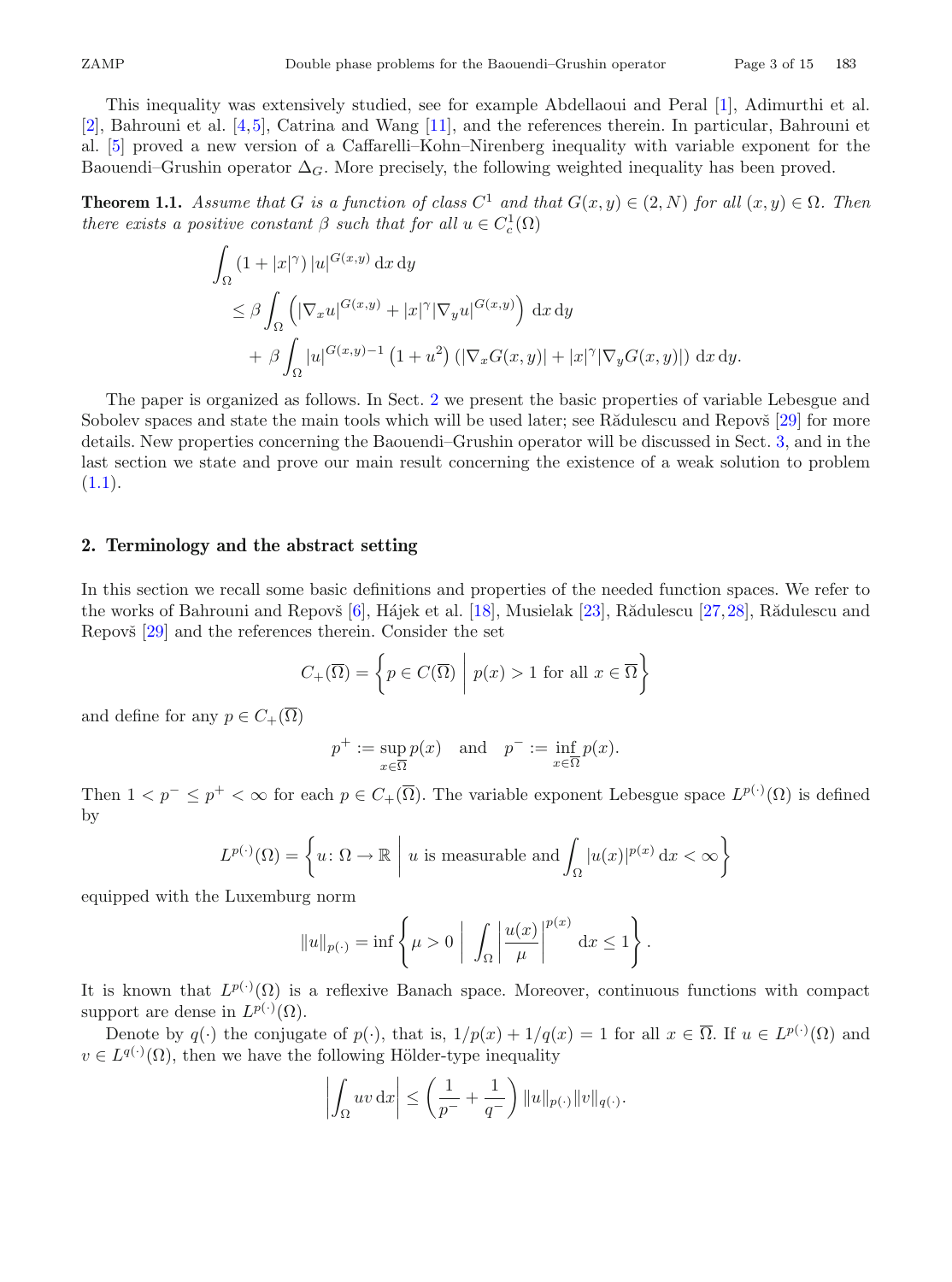This inequality was extensively studied, see for example Abdellaoui and Peral [1], Adimurthi et al. [2], Bahrouni et al. [4,5], Catrina and Wang [11], and the references therein. In particular, Bahrouni et al. [5] proved a new version of a Caffarelli–Kohn–Nirenberg inequality with variable exponent for the Baouendi–Grushin operator $\Delta_G$. More precisely, the following weighted inequality has been proved.

**Theorem 1.1.** *Assume that $G$ is a function of class $C^1$ and that $G(x,y) \in (2,N)$ for all $(x,y) \in \Omega$. Then there exists a positive constant $\beta$ such that for all $u \in C_c^1(\Omega)$*

$$
\begin{aligned}
\int_\Omega (1+|x|^\gamma)\,|u|^{G(x,y)}\,\mathrm{d}x\,\mathrm{d}y
&\le \beta \int_\Omega \left(|\nabla_x u|^{G(x,y)} + |x|^\gamma |\nabla_y u|^{G(x,y)}\right)\,\mathrm{d}x\,\mathrm{d}y \\
&\quad + \beta \int_\Omega |u|^{G(x,y)-1}\left(1+u^2\right)\left(|\nabla_x G(x,y)| + |x|^\gamma |\nabla_y G(x,y)|\right)\,\mathrm{d}x\,\mathrm{d}y.
\end{aligned}
$$

The paper is organized as follows. In Sect. 2 we present the basic properties of variable Lebesgue and Sobolev spaces and state the main tools which will be used later; see Rădulescu and Repovš [29] for more details. New properties concerning the Baouendi–Grushin operator will be discussed in Sect. 3, and in the last section we state and prove our main result concerning the existence of a weak solution to problem (1.1).

## 2. Terminology and the abstract setting

In this section we recall some basic definitions and properties of the needed function spaces. We refer to the works of Bahrouni and Repovš [6], Hájek et al. [18], Musielak [23], Rădulescu [27,28], Rădulescu and Repovš [29] and the references therein. Consider the set

$$
C_+(\overline{\Omega}) = \left\{ p \in C(\overline{\Omega}) \;\middle|\; p(x) > 1 \text{ for all } x \in \overline{\Omega} \right\}
$$

and define for any $p \in C_+(\overline{\Omega})$

$$
p^+ := \sup_{x\in\overline{\Omega}} p(x) \quad \text{and} \quad p^- := \inf_{x\in\overline{\Omega}} p(x).
$$

Then $1 < p^- \le p^+ < \infty$ for each $p \in C_+(\overline{\Omega})$. The variable exponent Lebesgue space $L^{p(\cdot)}(\Omega)$ is defined by

$$
L^{p(\cdot)}(\Omega) = \left\{ u\colon \Omega \to \mathbb{R} \;\middle|\; u \text{ is measurable and } \int_\Omega |u(x)|^{p(x)}\,\mathrm{d}x < \infty \right\}
$$

equipped with the Luxemburg norm

$$
\|u\|_{p(\cdot)} = \inf\left\{ \mu > 0 \;\middle|\; \int_\Omega \left|\frac{u(x)}{\mu}\right|^{p(x)}\,\mathrm{d}x \le 1 \right\}.
$$

It is known that $L^{p(\cdot)}(\Omega)$ is a reflexive Banach space. Moreover, continuous functions with compact support are dense in $L^{p(\cdot)}(\Omega)$.

Denote by $q(\cdot)$ the conjugate of $p(\cdot)$, that is, $1/p(x) + 1/q(x) = 1$ for all $x \in \overline{\Omega}$. If $u \in L^{p(\cdot)}(\Omega)$ and $v \in L^{q(\cdot)}(\Omega)$, then we have the following Hölder-type inequality

$$
\left|\int_\Omega uv\,\mathrm{d}x\right| \le \left(\frac{1}{p^-} + \frac{1}{q^-}\right)\|u\|_{p(\cdot)}\|v\|_{q(\cdot)}.
$$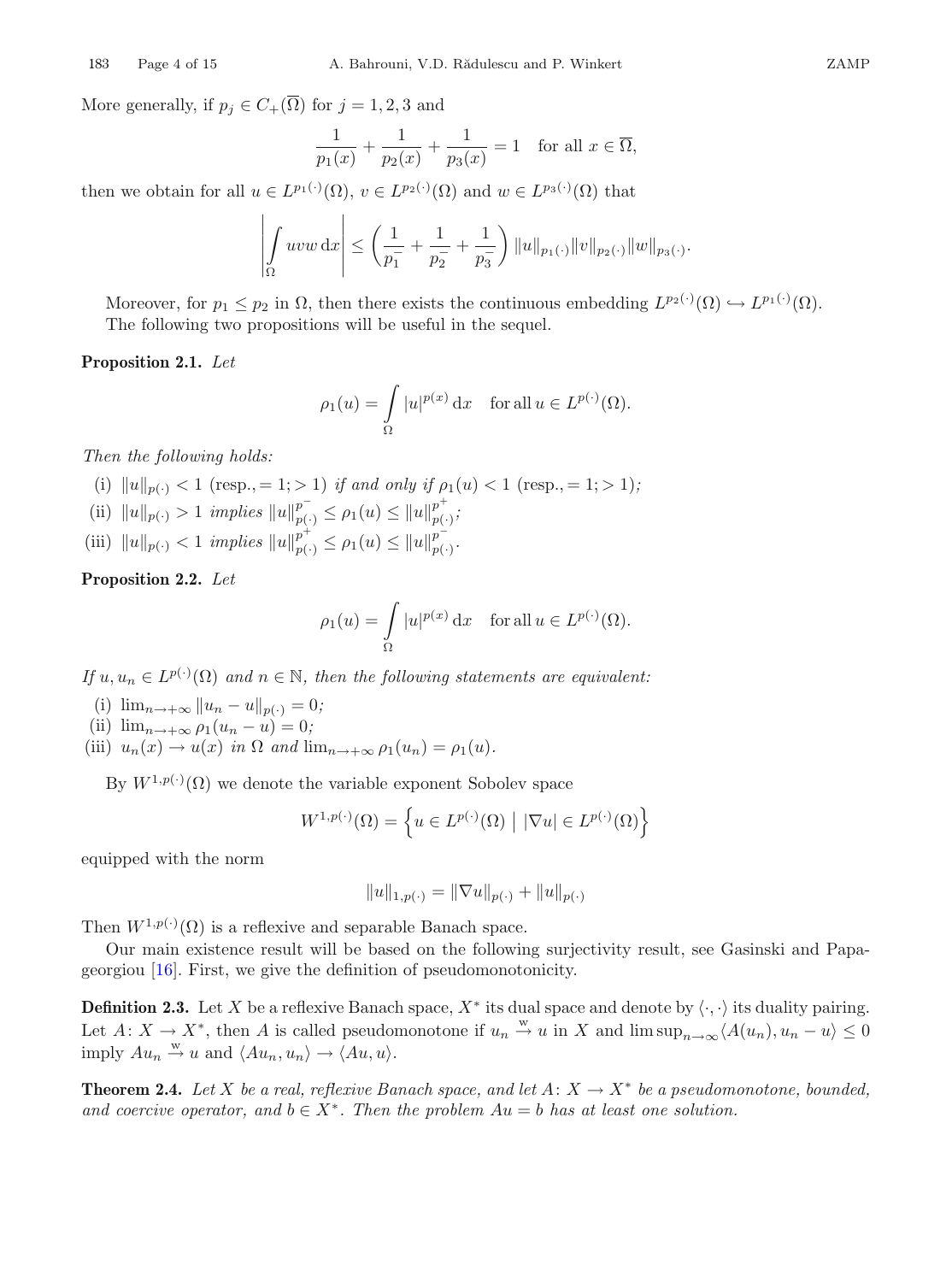More generally, if $p_j \in C_+(\overline{\Omega})$ for $j = 1, 2, 3$ and

$$\frac{1}{p_1(x)} + \frac{1}{p_2(x)} + \frac{1}{p_3(x)} = 1 \quad \text{for all } x \in \overline{\Omega},$$

then we obtain for all $u \in L^{p_1(\cdot)}(\Omega)$, $v \in L^{p_2(\cdot)}(\Omega)$ and $w \in L^{p_3(\cdot)}(\Omega)$ that

$$\left| \int_\Omega uvw \,\mathrm{d}x \right| \leq \left( \frac{1}{p_1^-} + \frac{1}{p_2^-} + \frac{1}{p_3^-} \right) \|u\|_{p_1(\cdot)} \|v\|_{p_2(\cdot)} \|w\|_{p_3(\cdot)}.$$

Moreover, for $p_1 \leq p_2$ in $\Omega$, then there exists the continuous embedding $L^{p_2(\cdot)}(\Omega) \hookrightarrow L^{p_1(\cdot)}(\Omega)$. The following two propositions will be useful in the sequel.

**Proposition 2.1.** *Let*

$$\rho_1(u) = \int_\Omega |u|^{p(x)} \,\mathrm{d}x \quad \text{for all } u \in L^{p(\cdot)}(\Omega).$$

*Then the following holds:*

(i) $\|u\|_{p(\cdot)} < 1$ (resp., $= 1; > 1$) *if and only if* $\rho_1(u) < 1$ (resp., $= 1; > 1$)*;*
(ii) $\|u\|_{p(\cdot)} > 1$ *implies* $\|u\|_{p(\cdot)}^{p^-} \leq \rho_1(u) \leq \|u\|_{p(\cdot)}^{p^+}$*;*
(iii) $\|u\|_{p(\cdot)} < 1$ *implies* $\|u\|_{p(\cdot)}^{p^+} \leq \rho_1(u) \leq \|u\|_{p(\cdot)}^{p^-}$.

**Proposition 2.2.** *Let*

$$\rho_1(u) = \int_\Omega |u|^{p(x)} \,\mathrm{d}x \quad \text{for all } u \in L^{p(\cdot)}(\Omega).$$

*If $u, u_n \in L^{p(\cdot)}(\Omega)$ and $n \in \mathbb{N}$, then the following statements are equivalent:*

(i) $\lim_{n\to+\infty} \|u_n - u\|_{p(\cdot)} = 0$*;*
(ii) $\lim_{n\to+\infty} \rho_1(u_n - u) = 0$*;*
(iii) $u_n(x) \to u(x)$ *in* $\Omega$ *and* $\lim_{n\to+\infty} \rho_1(u_n) = \rho_1(u)$.

By $W^{1,p(\cdot)}(\Omega)$ we denote the variable exponent Sobolev space

$$W^{1,p(\cdot)}(\Omega) = \left\{ u \in L^{p(\cdot)}(\Omega) \;\middle|\; |\nabla u| \in L^{p(\cdot)}(\Omega) \right\}$$

equipped with the norm

$$\|u\|_{1,p(\cdot)} = \|\nabla u\|_{p(\cdot)} + \|u\|_{p(\cdot)}$$

Then $W^{1,p(\cdot)}(\Omega)$ is a reflexive and separable Banach space.

Our main existence result will be based on the following surjectivity result, see Gasinski and Papageorgiou [16]. First, we give the definition of pseudomonotonicity.

**Definition 2.3.** Let $X$ be a reflexive Banach space, $X^*$ its dual space and denote by $\langle \cdot, \cdot \rangle$ its duality pairing. Let $A \colon X \to X^*$, then $A$ is called pseudomonotone if $u_n \xrightarrow{\mathrm{w}} u$ in $X$ and $\limsup_{n\to\infty} \langle A(u_n), u_n - u \rangle \leq 0$ imply $Au_n \xrightarrow{\mathrm{w}} u$ and $\langle Au_n, u_n \rangle \to \langle Au, u \rangle$.

**Theorem 2.4.** *Let $X$ be a real, reflexive Banach space, and let $A \colon X \to X^*$ be a pseudomonotone, bounded, and coercive operator, and $b \in X^*$. Then the problem $Au = b$ has at least one solution.*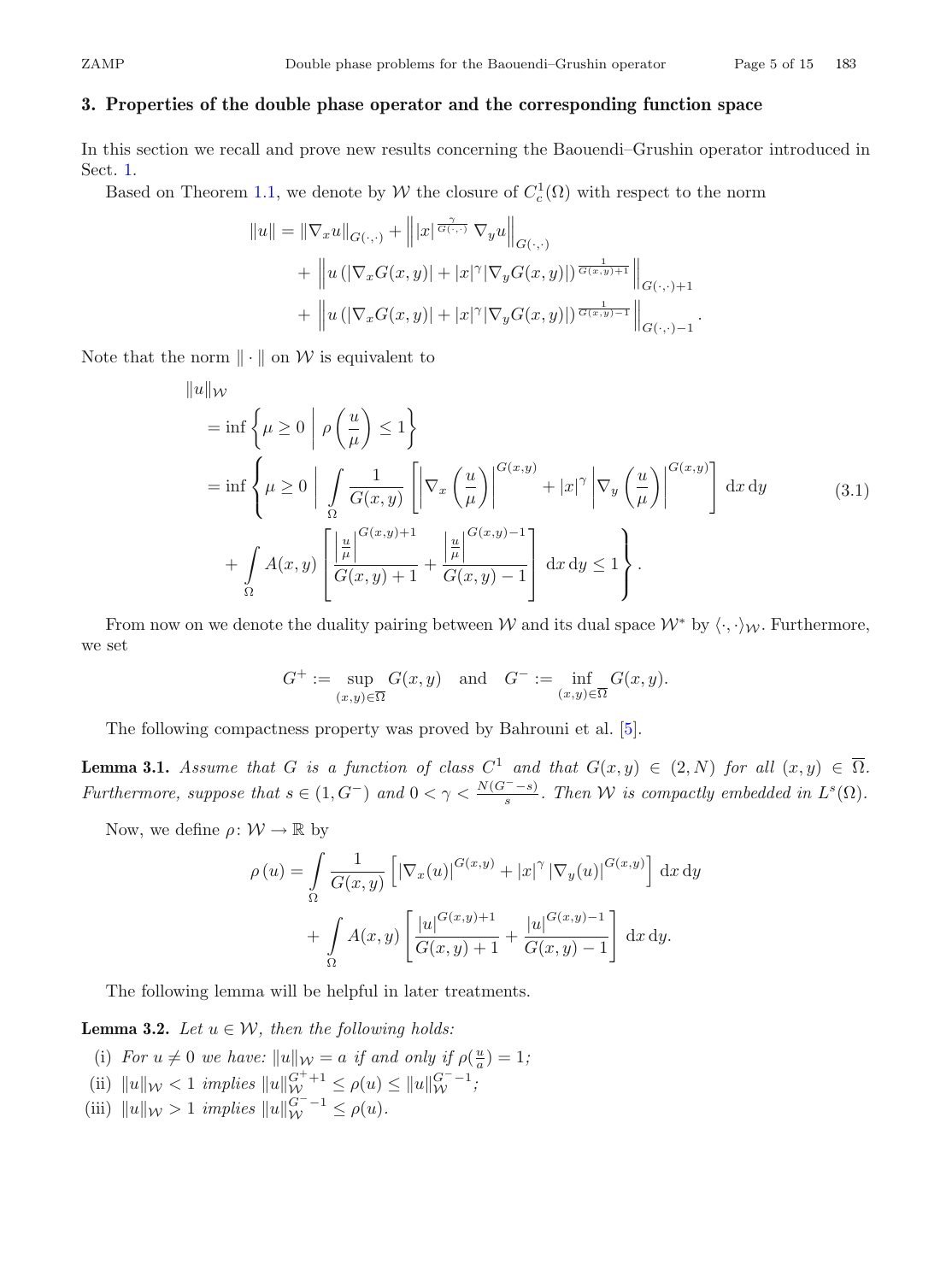## 3. Properties of the double phase operator and the corresponding function space

In this section we recall and prove new results concerning the Baouendi–Grushin operator introduced in Sect. 1.

Based on Theorem 1.1, we denote by $\mathcal{W}$ the closure of $C_c^1(\Omega)$ with respect to the norm

$$
\begin{aligned}
\|u\| = \|\nabla_x u\|_{G(\cdot,\cdot)} &+ \left\| |x|^{\frac{\gamma}{G(\cdot,\cdot)}} \nabla_y u \right\|_{G(\cdot,\cdot)} \\
&+ \left\| u \left(|\nabla_x G(x,y)| + |x|^{\gamma} |\nabla_y G(x,y)|\right)^{\frac{1}{G(x,y)+1}} \right\|_{G(\cdot,\cdot)+1} \\
&+ \left\| u \left(|\nabla_x G(x,y)| + |x|^{\gamma} |\nabla_y G(x,y)|\right)^{\frac{1}{G(x,y)-1}} \right\|_{G(\cdot,\cdot)-1}.
\end{aligned}
$$

Note that the norm $\|\cdot\|$ on $\mathcal{W}$ is equivalent to

$$
\begin{aligned}
&\|u\|_{\mathcal{W}} \\
&= \inf \left\{ \mu \geq 0 \;\middle|\; \rho\left(\frac{u}{\mu}\right) \leq 1 \right\} \\
&= \inf \left\{ \mu \geq 0 \;\middle|\; \int_{\Omega} \frac{1}{G(x,y)} \left[ \left| \nabla_x \left(\frac{u}{\mu}\right) \right|^{G(x,y)} + |x|^{\gamma} \left| \nabla_y \left(\frac{u}{\mu}\right) \right|^{G(x,y)} \right] \mathrm{d}x\,\mathrm{d}y \right. \\
&\quad \left. + \int_{\Omega} A(x,y) \left[ \frac{\left|\frac{u}{\mu}\right|^{G(x,y)+1}}{G(x,y)+1} + \frac{\left|\frac{u}{\mu}\right|^{G(x,y)-1}}{G(x,y)-1} \right] \mathrm{d}x\,\mathrm{d}y \leq 1 \right\}.
\end{aligned} \tag{3.1}
$$

From now on we denote the duality pairing between $\mathcal{W}$ and its dual space $\mathcal{W}^*$ by $\langle \cdot, \cdot \rangle_{\mathcal{W}}$. Furthermore, we set

$$
G^+ := \sup_{(x,y) \in \overline{\Omega}} G(x,y) \quad \text{and} \quad G^- := \inf_{(x,y) \in \overline{\Omega}} G(x,y).
$$

The following compactness property was proved by Bahrouni et al. [5].

**Lemma 3.1.** *Assume that $G$ is a function of class $C^1$ and that $G(x,y) \in (2,N)$ for all $(x,y) \in \overline{\Omega}$. Furthermore, suppose that $s \in (1, G^-)$ and $0 < \gamma < \frac{N(G^- - s)}{s}$. Then $\mathcal{W}$ is compactly embedded in $L^s(\Omega)$.*

Now, we define $\rho \colon \mathcal{W} \to \mathbb{R}$ by

$$
\begin{aligned}
\rho(u) = &\int_{\Omega} \frac{1}{G(x,y)} \left[ |\nabla_x (u)|^{G(x,y)} + |x|^{\gamma} |\nabla_y (u)|^{G(x,y)} \right] \mathrm{d}x\,\mathrm{d}y \\
&+ \int_{\Omega} A(x,y) \left[ \frac{|u|^{G(x,y)+1}}{G(x,y)+1} + \frac{|u|^{G(x,y)-1}}{G(x,y)-1} \right] \mathrm{d}x\,\mathrm{d}y.
\end{aligned}
$$

The following lemma will be helpful in later treatments.

**Lemma 3.2.** *Let $u \in \mathcal{W}$, then the following holds:*

(i) *For $u \neq 0$ we have: $\|u\|_{\mathcal{W}} = a$ if and only if $\rho(\frac{u}{a}) = 1$;*

(ii) *$\|u\|_{\mathcal{W}} < 1$ implies $\|u\|_{\mathcal{W}}^{G^+ + 1} \leq \rho(u) \leq \|u\|_{\mathcal{W}}^{G^- - 1}$;*

(iii) *$\|u\|_{\mathcal{W}} > 1$ implies $\|u\|_{\mathcal{W}}^{G^- - 1} \leq \rho(u)$.*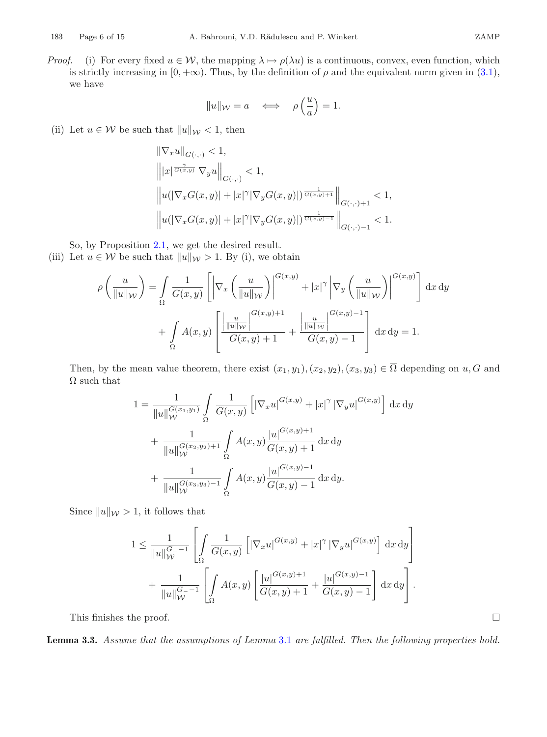*Proof.* (i) For every fixed $u \in \mathcal{W}$, the mapping $\lambda \mapsto \rho(\lambda u)$ is a continuous, convex, even function, which is strictly increasing in $[0, +\infty)$. Thus, by the definition of $\rho$ and the equivalent norm given in (3.1), we have

$$\|u\|_{\mathcal{W}} = a \quad \Longleftrightarrow \quad \rho\left(\frac{u}{a}\right) = 1.$$

(ii) Let $u \in \mathcal{W}$ be such that $\|u\|_{\mathcal{W}} < 1$, then

$$\begin{aligned}
&\|\nabla_x u\|_{G(\cdot,\cdot)} < 1,\\
&\left\| |x|^{\frac{\gamma}{G(x,y)}} \nabla_y u \right\|_{G(\cdot,\cdot)} < 1,\\
&\left\| u(|\nabla_x G(x,y)| + |x|^{\gamma} |\nabla_y G(x,y)|)^{\frac{1}{G(x,y)+1}} \right\|_{G(\cdot,\cdot)+1} < 1,\\
&\left\| u(|\nabla_x G(x,y)| + |x|^{\gamma} |\nabla_y G(x,y)|)^{\frac{1}{G(x,y)-1}} \right\|_{G(\cdot,\cdot)-1} < 1.
\end{aligned}$$

So, by Proposition 2.1, we get the desired result.

(iii) Let $u \in \mathcal{W}$ be such that $\|u\|_{\mathcal{W}} > 1$. By (i), we obtain

$$\begin{aligned}
\rho\left(\frac{u}{\|u\|_{\mathcal{W}}}\right) &= \int_{\Omega} \frac{1}{G(x,y)} \left[ \left|\nabla_x \left(\frac{u}{\|u\|_{\mathcal{W}}}\right)\right|^{G(x,y)} + |x|^{\gamma} \left|\nabla_y \left(\frac{u}{\|u\|_{\mathcal{W}}}\right)\right|^{G(x,y)} \right] \mathrm{d}x\,\mathrm{d}y\\
&\quad + \int_{\Omega} A(x,y) \left[ \frac{\left|\frac{u}{\|u\|_{\mathcal{W}}}\right|^{G(x,y)+1}}{G(x,y)+1} + \frac{\left|\frac{u}{\|u\|_{\mathcal{W}}}\right|^{G(x,y)-1}}{G(x,y)-1} \right] \mathrm{d}x\,\mathrm{d}y = 1.
\end{aligned}$$

Then, by the mean value theorem, there exist $(x_1, y_1), (x_2, y_2), (x_3, y_3) \in \overline{\Omega}$ depending on $u, G$ and $\Omega$ such that

$$\begin{aligned}
1 &= \frac{1}{\|u\|_{\mathcal{W}}^{G(x_1,y_1)}} \int_{\Omega} \frac{1}{G(x,y)} \left[ |\nabla_x u|^{G(x,y)} + |x|^{\gamma} |\nabla_y u|^{G(x,y)} \right] \mathrm{d}x\,\mathrm{d}y\\
&\quad + \frac{1}{\|u\|_{\mathcal{W}}^{G(x_2,y_2)+1}} \int_{\Omega} A(x,y) \frac{|u|^{G(x,y)+1}}{G(x,y)+1} \,\mathrm{d}x\,\mathrm{d}y\\
&\quad + \frac{1}{\|u\|_{\mathcal{W}}^{G(x_3,y_3)-1}} \int_{\Omega} A(x,y) \frac{|u|^{G(x,y)-1}}{G(x,y)-1} \,\mathrm{d}x\,\mathrm{d}y.
\end{aligned}$$

Since $\|u\|_{\mathcal{W}} > 1$, it follows that

$$\begin{aligned}
1 &\leq \frac{1}{\|u\|_{\mathcal{W}}^{G_- -1}} \left[ \int_{\Omega} \frac{1}{G(x,y)} \left[ |\nabla_x u|^{G(x,y)} + |x|^{\gamma} |\nabla_y u|^{G(x,y)} \right] \mathrm{d}x\,\mathrm{d}y \right]\\
&\quad + \frac{1}{\|u\|_{\mathcal{W}}^{G_- -1}} \left[ \int_{\Omega} A(x,y) \left[ \frac{|u|^{G(x,y)+1}}{G(x,y)+1} + \frac{|u|^{G(x,y)-1}}{G(x,y)-1} \right] \mathrm{d}x\,\mathrm{d}y \right].
\end{aligned}$$

This finishes the proof. □

**Lemma 3.3.** *Assume that the assumptions of Lemma 3.1 are fulfilled. Then the following properties hold.*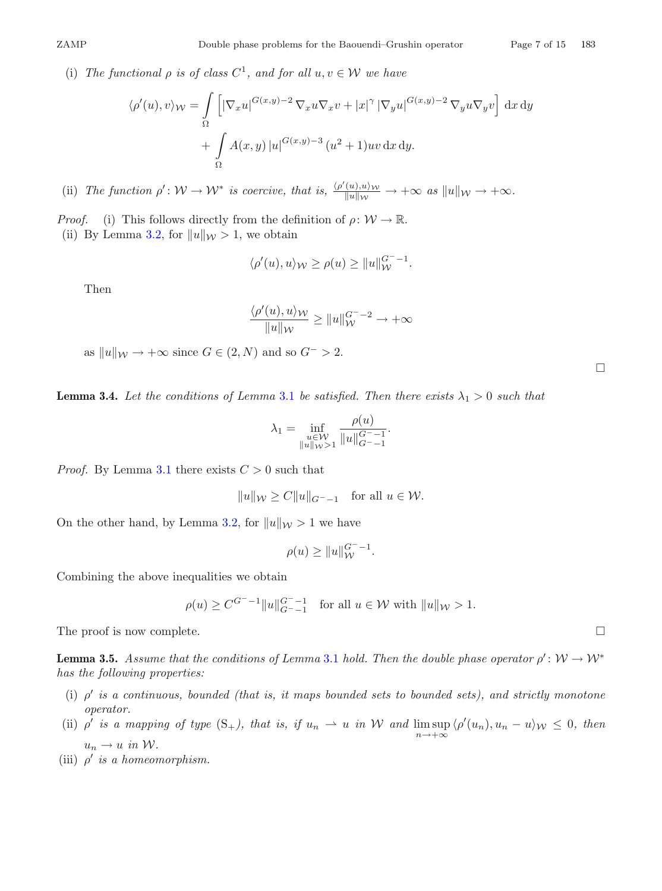(i) *The functional $\rho$ is of class $C^1$, and for all $u, v \in \mathcal{W}$ we have*

$$\langle \rho'(u), v\rangle_{\mathcal{W}} = \int_\Omega \left[ |\nabla_x u|^{G(x,y)-2} \nabla_x u \nabla_x v + |x|^\gamma |\nabla_y u|^{G(x,y)-2} \nabla_y u \nabla_y v \right] \mathrm{d}x\,\mathrm{d}y + \int_\Omega A(x,y)\, |u|^{G(x,y)-3} (u^2+1) uv \,\mathrm{d}x\,\mathrm{d}y.$$

(ii) *The function $\rho' \colon \mathcal{W} \to \mathcal{W}^*$ is coercive, that is, $\frac{\langle \rho'(u), u\rangle_{\mathcal{W}}}{\|u\|_{\mathcal{W}}} \to +\infty$ as $\|u\|_{\mathcal{W}} \to +\infty$.*

*Proof.* (i) This follows directly from the definition of $\rho \colon \mathcal{W} \to \mathbb{R}$.
(ii) By Lemma 3.2, for $\|u\|_{\mathcal{W}} > 1$, we obtain

$$\langle \rho'(u), u\rangle_{\mathcal{W}} \geq \rho(u) \geq \|u\|_{\mathcal{W}}^{G^- - 1}.$$

Then

$$\frac{\langle \rho'(u), u\rangle_{\mathcal{W}}}{\|u\|_{\mathcal{W}}} \geq \|u\|_{\mathcal{W}}^{G^- - 2} \to +\infty$$

as $\|u\|_{\mathcal{W}} \to +\infty$ since $G \in (2, N)$ and so $G^- > 2$. □

**Lemma 3.4.** *Let the conditions of Lemma 3.1 be satisfied. Then there exists $\lambda_1 > 0$ such that*

$$\lambda_1 = \inf_{\substack{u \in \mathcal{W} \\ \|u\|_{\mathcal{W}} > 1}} \frac{\rho(u)}{\|u\|_{G^- - 1}^{G^- - 1}}.$$

*Proof.* By Lemma 3.1 there exists $C > 0$ such that

$$\|u\|_{\mathcal{W}} \geq C \|u\|_{G^- - 1} \quad \text{for all } u \in \mathcal{W}.$$

On the other hand, by Lemma 3.2, for $\|u\|_{\mathcal{W}} > 1$ we have

$$\rho(u) \geq \|u\|_{\mathcal{W}}^{G^- - 1}.$$

Combining the above inequalities we obtain

$$\rho(u) \geq C^{G^- - 1} \|u\|_{G^- - 1}^{G^- - 1} \quad \text{for all } u \in \mathcal{W} \text{ with } \|u\|_{\mathcal{W}} > 1.$$

The proof is now complete. □

**Lemma 3.5.** *Assume that the conditions of Lemma 3.1 hold. Then the double phase operator $\rho' \colon \mathcal{W} \to \mathcal{W}^*$ has the following properties:*

(i) *$\rho'$ is a continuous, bounded (that is, it maps bounded sets to bounded sets), and strictly monotone operator.*
(ii) *$\rho'$ is a mapping of type $(\mathrm{S}_+)$, that is, if $u_n \rightharpoonup u$ in $\mathcal{W}$ and $\limsup_{n \to +\infty} \langle \rho'(u_n), u_n - u\rangle_{\mathcal{W}} \leq 0$, then $u_n \to u$ in $\mathcal{W}$.*
(iii) *$\rho'$ is a homeomorphism.*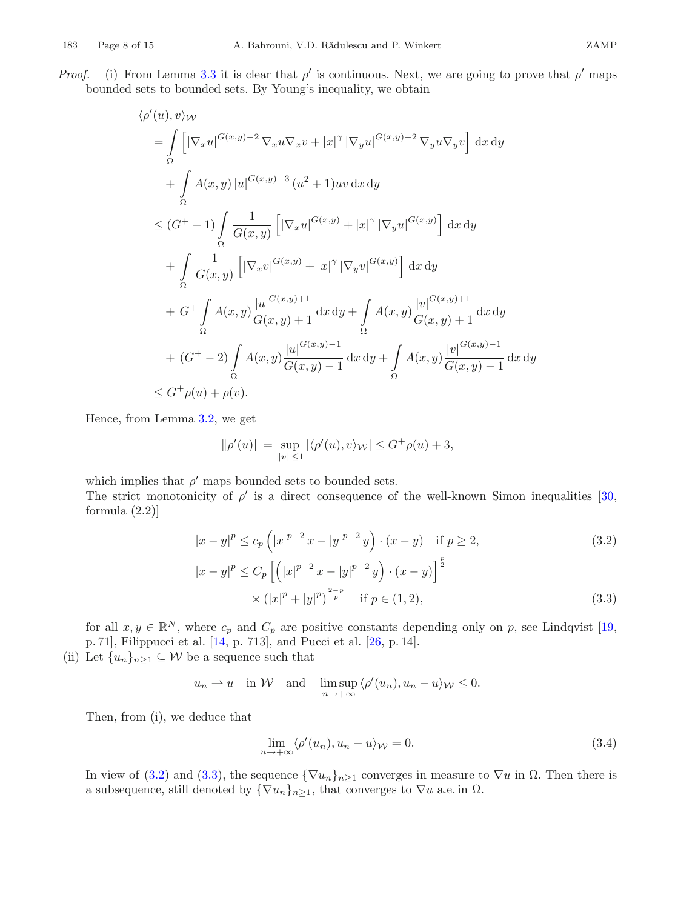*Proof.* (i) From Lemma 3.3 it is clear that $\rho'$ is continuous. Next, we are going to prove that $\rho'$ maps bounded sets to bounded sets. By Young's inequality, we obtain

$$
\begin{aligned}
&\langle \rho'(u), v\rangle_{\mathcal{W}} \\
&= \int_\Omega \left[ |\nabla_x u|^{G(x,y)-2} \nabla_x u \nabla_x v + |x|^\gamma |\nabla_y u|^{G(x,y)-2} \nabla_y u \nabla_y v \right] \mathrm{d}x \,\mathrm{d}y \\
&\quad + \int_\Omega A(x,y) |u|^{G(x,y)-3} (u^2+1) uv \,\mathrm{d}x\,\mathrm{d}y \\
&\le (G^+ - 1) \int_\Omega \frac{1}{G(x,y)} \left[ |\nabla_x u|^{G(x,y)} + |x|^\gamma |\nabla_y u|^{G(x,y)} \right] \mathrm{d}x\,\mathrm{d}y \\
&\quad + \int_\Omega \frac{1}{G(x,y)} \left[ |\nabla_x v|^{G(x,y)} + |x|^\gamma |\nabla_y v|^{G(x,y)} \right] \mathrm{d}x\,\mathrm{d}y \\
&\quad + G^+ \int_\Omega A(x,y) \frac{|u|^{G(x,y)+1}}{G(x,y)+1} \,\mathrm{d}x\,\mathrm{d}y + \int_\Omega A(x,y) \frac{|v|^{G(x,y)+1}}{G(x,y)+1} \,\mathrm{d}x\,\mathrm{d}y \\
&\quad + (G^+ - 2) \int_\Omega A(x,y) \frac{|u|^{G(x,y)-1}}{G(x,y)-1} \,\mathrm{d}x\,\mathrm{d}y + \int_\Omega A(x,y) \frac{|v|^{G(x,y)-1}}{G(x,y)-1} \,\mathrm{d}x\,\mathrm{d}y \\
&\le G^+ \rho(u) + \rho(v).
\end{aligned}
$$

Hence, from Lemma 3.2, we get

$$
\|\rho'(u)\| = \sup_{\|v\| \le 1} |\langle \rho'(u), v\rangle_{\mathcal{W}}| \le G^+ \rho(u) + 3,
$$

which implies that $\rho'$ maps bounded sets to bounded sets.

The strict monotonicity of $\rho'$ is a direct consequence of the well-known Simon inequalities [30, formula (2.2)]

$$
|x-y|^p \le c_p \left( |x|^{p-2} x - |y|^{p-2} y \right) \cdot (x-y) \quad \text{if } p \ge 2, \tag{3.2}
$$

$$
|x-y|^p \le C_p \left[ \left( |x|^{p-2} x - |y|^{p-2} y \right) \cdot (x-y) \right]^{\frac{p}{2}} \times \left( |x|^p + |y|^p \right)^{\frac{2-p}{p}} \quad \text{if } p \in (1,2), \tag{3.3}
$$

for all $x, y \in \mathbb{R}^N$, where $c_p$ and $C_p$ are positive constants depending only on $p$, see Lindqvist [19, p. 71], Filippucci et al. [14, p. 713], and Pucci et al. [26, p. 14].

(ii) Let $\{u_n\}_{n\ge 1} \subseteq \mathcal{W}$ be a sequence such that

$$
u_n \rightharpoonup u \quad \text{in } \mathcal{W} \quad \text{and} \quad \limsup_{n\to+\infty} \langle \rho'(u_n), u_n - u\rangle_{\mathcal{W}} \le 0.
$$

Then, from (i), we deduce that

$$
\lim_{n\to+\infty} \langle \rho'(u_n), u_n - u\rangle_{\mathcal{W}} = 0. \tag{3.4}
$$

In view of (3.2) and (3.3), the sequence $\{\nabla u_n\}_{n\ge 1}$ converges in measure to $\nabla u$ in $\Omega$. Then there is a subsequence, still denoted by $\{\nabla u_n\}_{n\ge 1}$, that converges to $\nabla u$ a.e. in $\Omega$.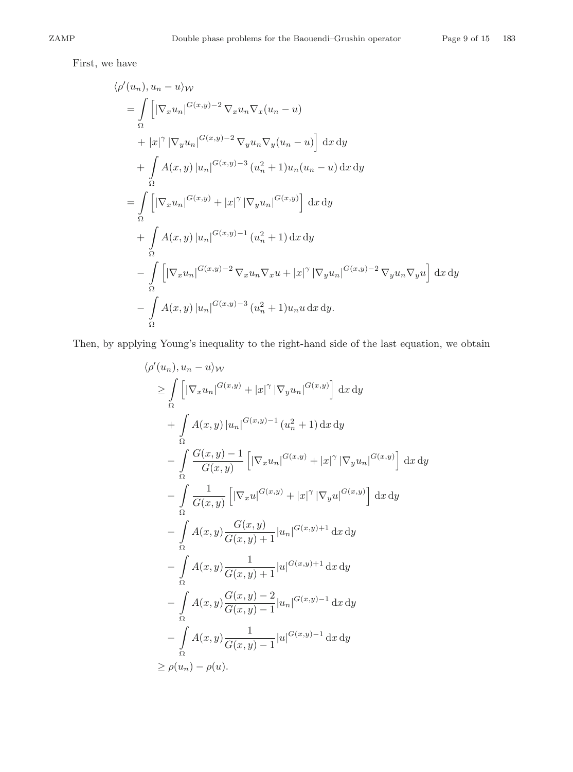First, we have

$$
\begin{aligned}
&\langle \rho'(u_n), u_n - u \rangle_{\mathcal{W}} \\
&= \int_\Omega \Big[ |\nabla_x u_n|^{G(x,y)-2} \nabla_x u_n \nabla_x (u_n - u) \\
&\quad + |x|^\gamma |\nabla_y u_n|^{G(x,y)-2} \nabla_y u_n \nabla_y (u_n - u) \Big] \, \mathrm{d}x \, \mathrm{d}y \\
&\quad + \int_\Omega A(x,y) |u_n|^{G(x,y)-3} (u_n^2 + 1) u_n (u_n - u) \, \mathrm{d}x \, \mathrm{d}y \\
&= \int_\Omega \Big[ |\nabla_x u_n|^{G(x,y)} + |x|^\gamma |\nabla_y u_n|^{G(x,y)} \Big] \, \mathrm{d}x \, \mathrm{d}y \\
&\quad + \int_\Omega A(x,y) |u_n|^{G(x,y)-1} (u_n^2 + 1) \, \mathrm{d}x \, \mathrm{d}y \\
&\quad - \int_\Omega \Big[ |\nabla_x u_n|^{G(x,y)-2} \nabla_x u_n \nabla_x u + |x|^\gamma |\nabla_y u_n|^{G(x,y)-2} \nabla_y u_n \nabla_y u \Big] \, \mathrm{d}x \, \mathrm{d}y \\
&\quad - \int_\Omega A(x,y) |u_n|^{G(x,y)-3} (u_n^2 + 1) u_n u \, \mathrm{d}x \, \mathrm{d}y.
\end{aligned}
$$

Then, by applying Young's inequality to the right-hand side of the last equation, we obtain

$$
\begin{aligned}
&\langle \rho'(u_n), u_n - u \rangle_{\mathcal{W}} \\
&\geq \int_\Omega \Big[ |\nabla_x u_n|^{G(x,y)} + |x|^\gamma |\nabla_y u_n|^{G(x,y)} \Big] \, \mathrm{d}x \, \mathrm{d}y \\
&\quad + \int_\Omega A(x,y) |u_n|^{G(x,y)-1} (u_n^2 + 1) \, \mathrm{d}x \, \mathrm{d}y \\
&\quad - \int_\Omega \frac{G(x,y) - 1}{G(x,y)} \Big[ |\nabla_x u_n|^{G(x,y)} + |x|^\gamma |\nabla_y u_n|^{G(x,y)} \Big] \, \mathrm{d}x \, \mathrm{d}y \\
&\quad - \int_\Omega \frac{1}{G(x,y)} \Big[ |\nabla_x u|^{G(x,y)} + |x|^\gamma |\nabla_y u|^{G(x,y)} \Big] \, \mathrm{d}x \, \mathrm{d}y \\
&\quad - \int_\Omega A(x,y) \frac{G(x,y)}{G(x,y)+1} |u_n|^{G(x,y)+1} \, \mathrm{d}x \, \mathrm{d}y \\
&\quad - \int_\Omega A(x,y) \frac{1}{G(x,y)+1} |u|^{G(x,y)+1} \, \mathrm{d}x \, \mathrm{d}y \\
&\quad - \int_\Omega A(x,y) \frac{G(x,y)-2}{G(x,y)-1} |u_n|^{G(x,y)-1} \, \mathrm{d}x \, \mathrm{d}y \\
&\quad - \int_\Omega A(x,y) \frac{1}{G(x,y)-1} |u|^{G(x,y)-1} \, \mathrm{d}x \, \mathrm{d}y \\
&\geq \rho(u_n) - \rho(u).
\end{aligned}
$$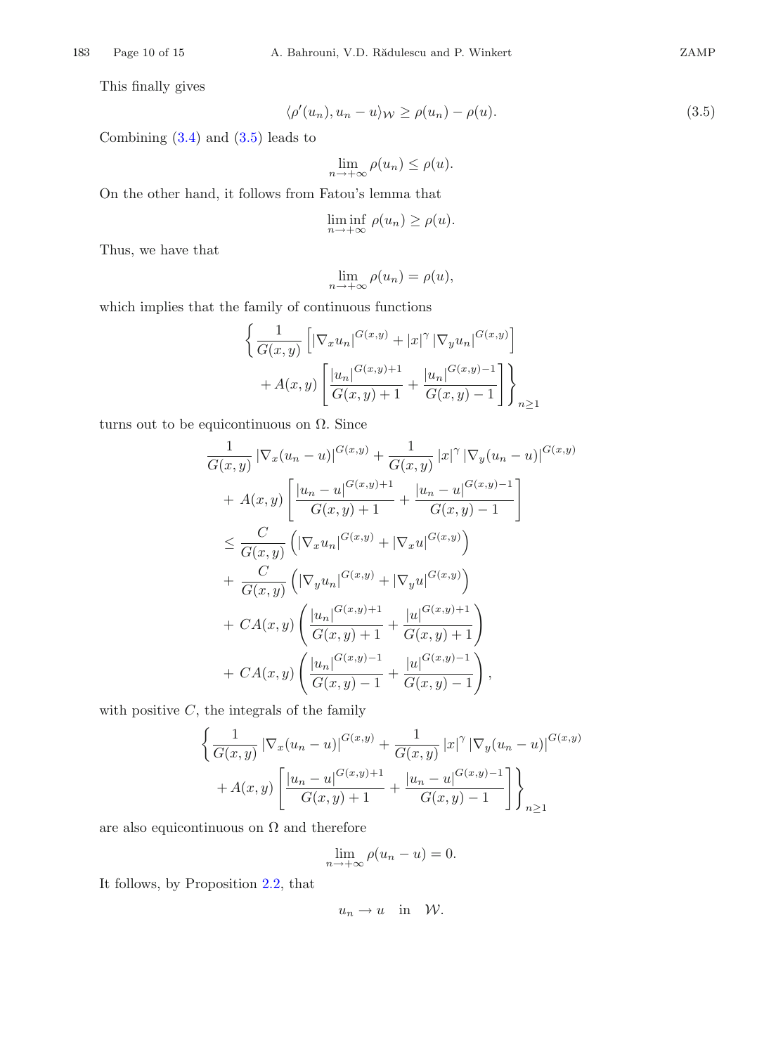This finally gives

$$\langle \rho'(u_n), u_n - u \rangle_{\mathcal{W}} \geq \rho(u_n) - \rho(u). \tag{3.5}$$

Combining (3.4) and (3.5) leads to

$$\lim_{n\to+\infty} \rho(u_n) \leq \rho(u).$$

On the other hand, it follows from Fatou's lemma that

$$\liminf_{n\to+\infty} \rho(u_n) \geq \rho(u).$$

Thus, we have that

$$\lim_{n\to+\infty} \rho(u_n) = \rho(u),$$

which implies that the family of continuous functions

$$\left\{ \frac{1}{G(x,y)} \left[ |\nabla_x u_n|^{G(x,y)} + |x|^\gamma \, |\nabla_y u_n|^{G(x,y)} \right] + A(x,y) \left[ \frac{|u_n|^{G(x,y)+1}}{G(x,y)+1} + \frac{|u_n|^{G(x,y)-1}}{G(x,y)-1} \right] \right\}_{n\geq 1}$$

turns out to be equicontinuous on $\Omega$. Since

$$\begin{aligned}
&\frac{1}{G(x,y)} \, |\nabla_x (u_n - u)|^{G(x,y)} + \frac{1}{G(x,y)} \, |x|^\gamma \, |\nabla_y (u_n - u)|^{G(x,y)} \\
&\quad + A(x,y) \left[ \frac{|u_n - u|^{G(x,y)+1}}{G(x,y)+1} + \frac{|u_n - u|^{G(x,y)-1}}{G(x,y)-1} \right] \\
&\leq \frac{C}{G(x,y)} \left( |\nabla_x u_n|^{G(x,y)} + |\nabla_x u|^{G(x,y)} \right) \\
&\quad + \frac{C}{G(x,y)} \left( |\nabla_y u_n|^{G(x,y)} + |\nabla_y u|^{G(x,y)} \right) \\
&\quad + CA(x,y) \left( \frac{|u_n|^{G(x,y)+1}}{G(x,y)+1} + \frac{|u|^{G(x,y)+1}}{G(x,y)+1} \right) \\
&\quad + CA(x,y) \left( \frac{|u_n|^{G(x,y)-1}}{G(x,y)-1} + \frac{|u|^{G(x,y)-1}}{G(x,y)-1} \right),
\end{aligned}$$

with positive $C$, the integrals of the family

$$\left\{ \frac{1}{G(x,y)} \, |\nabla_x (u_n - u)|^{G(x,y)} + \frac{1}{G(x,y)} \, |x|^\gamma \, |\nabla_y (u_n - u)|^{G(x,y)} + A(x,y) \left[ \frac{|u_n - u|^{G(x,y)+1}}{G(x,y)+1} + \frac{|u_n - u|^{G(x,y)-1}}{G(x,y)-1} \right] \right\}_{n\geq 1}$$

are also equicontinuous on $\Omega$ and therefore

$$\lim_{n\to+\infty} \rho(u_n - u) = 0.$$

It follows, by Proposition 2.2, that

$$u_n \to u \quad \text{in} \quad \mathcal{W}.$$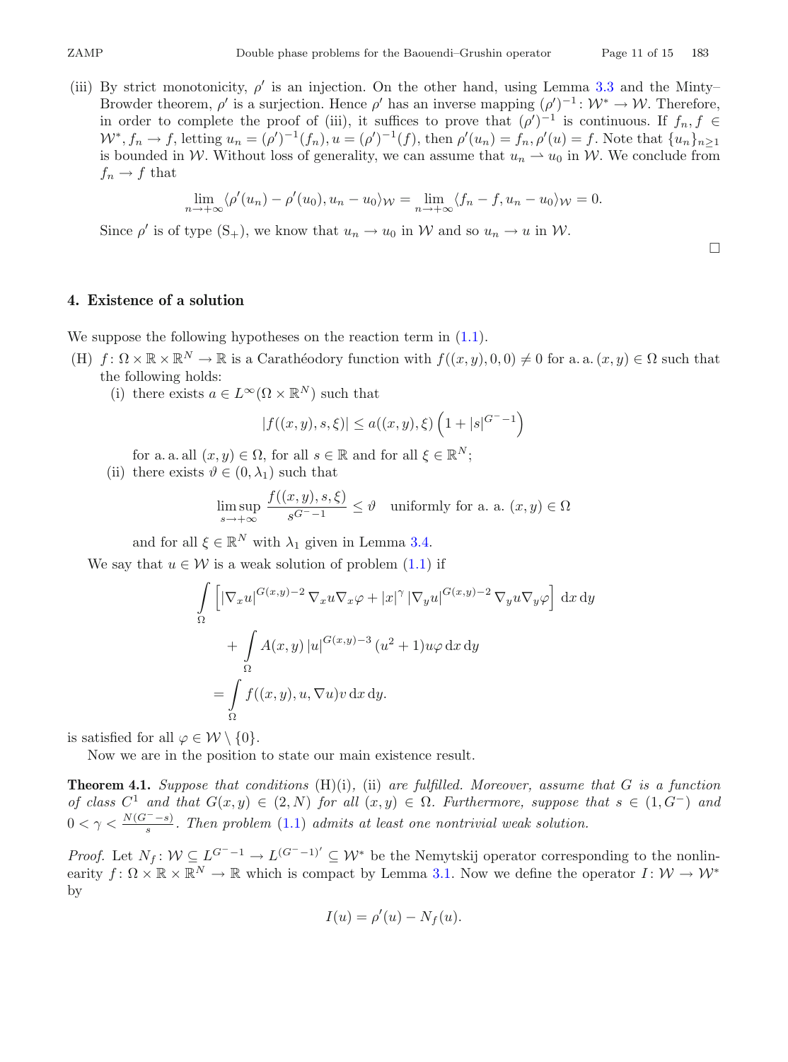(iii) By strict monotonicity, $\rho'$ is an injection. On the other hand, using Lemma 3.3 and the Minty–Browder theorem, $\rho'$ is a surjection. Hence $\rho'$ has an inverse mapping $(\rho')^{-1}: \mathcal{W}^* \to \mathcal{W}$. Therefore, in order to complete the proof of (iii), it suffices to prove that $(\rho')^{-1}$ is continuous. If $f_n, f \in \mathcal{W}^*, f_n \to f$, letting $u_n = (\rho')^{-1}(f_n), u = (\rho')^{-1}(f)$, then $\rho'(u_n) = f_n, \rho'(u) = f$. Note that $\{u_n\}_{n\geq 1}$ is bounded in $\mathcal{W}$. Without loss of generality, we can assume that $u_n \rightharpoonup u_0$ in $\mathcal{W}$. We conclude from $f_n \to f$ that

$$\lim_{n\to+\infty} \langle \rho'(u_n) - \rho'(u_0), u_n - u_0\rangle_{\mathcal{W}} = \lim_{n\to+\infty} \langle f_n - f, u_n - u_0\rangle_{\mathcal{W}} = 0.$$

Since $\rho'$ is of type $(\mathrm{S}_+)$, we know that $u_n \to u_0$ in $\mathcal{W}$ and so $u_n \to u$ in $\mathcal{W}$.

□

## 4. Existence of a solution

We suppose the following hypotheses on the reaction term in (1.1).

(H) $f: \Omega \times \mathbb{R} \times \mathbb{R}^N \to \mathbb{R}$ is a Carathéodory function with $f((x,y),0,0) \neq 0$ for a. a. $(x,y) \in \Omega$ such that the following holds:

(i) there exists $a \in L^\infty(\Omega \times \mathbb{R}^N)$ such that

$$|f((x,y),s,\xi)| \leq a((x,y),\xi)\left(1 + |s|^{G^- - 1}\right)$$

for a. a. all $(x,y) \in \Omega$, for all $s \in \mathbb{R}$ and for all $\xi \in \mathbb{R}^N$;

(ii) there exists $\vartheta \in (0, \lambda_1)$ such that

$$\limsup_{s\to+\infty} \frac{f((x,y),s,\xi)}{s^{G^- - 1}} \leq \vartheta \quad \text{uniformly for a. a. } (x,y) \in \Omega$$

and for all $\xi \in \mathbb{R}^N$ with $\lambda_1$ given in Lemma 3.4.

We say that $u \in \mathcal{W}$ is a weak solution of problem (1.1) if

$$\begin{aligned}
&\int_\Omega \left[ |\nabla_x u|^{G(x,y)-2} \nabla_x u \nabla_x \varphi + |x|^\gamma |\nabla_y u|^{G(x,y)-2} \nabla_y u \nabla_y \varphi \right] \mathrm{d}x\,\mathrm{d}y \\
&\qquad + \int_\Omega A(x,y)\, |u|^{G(x,y)-3} (u^2+1) u \varphi \,\mathrm{d}x\,\mathrm{d}y \\
&\quad = \int_\Omega f((x,y),u,\nabla u) v \,\mathrm{d}x\,\mathrm{d}y.
\end{aligned}$$

is satisfied for all $\varphi \in \mathcal{W} \setminus \{0\}$.

Now we are in the position to state our main existence result.

**Theorem 4.1.** *Suppose that conditions* (H)(i), (ii) *are fulfilled. Moreover, assume that $G$ is a function of class $C^1$ and that $G(x,y) \in (2,N)$ for all $(x,y) \in \Omega$. Furthermore, suppose that $s \in (1, G^-)$ and $0 < \gamma < \frac{N(G^- - s)}{s}$. Then problem* (1.1) *admits at least one nontrivial weak solution.*

*Proof.* Let $N_f: \mathcal{W} \subseteq L^{G^- - 1} \to L^{(G^- - 1)'} \subseteq \mathcal{W}^*$ be the Nemytskij operator corresponding to the nonlinearity $f: \Omega \times \mathbb{R} \times \mathbb{R}^N \to \mathbb{R}$ which is compact by Lemma 3.1. Now we define the operator $I: \mathcal{W} \to \mathcal{W}^*$ by

$$I(u) = \rho'(u) - N_f(u).$$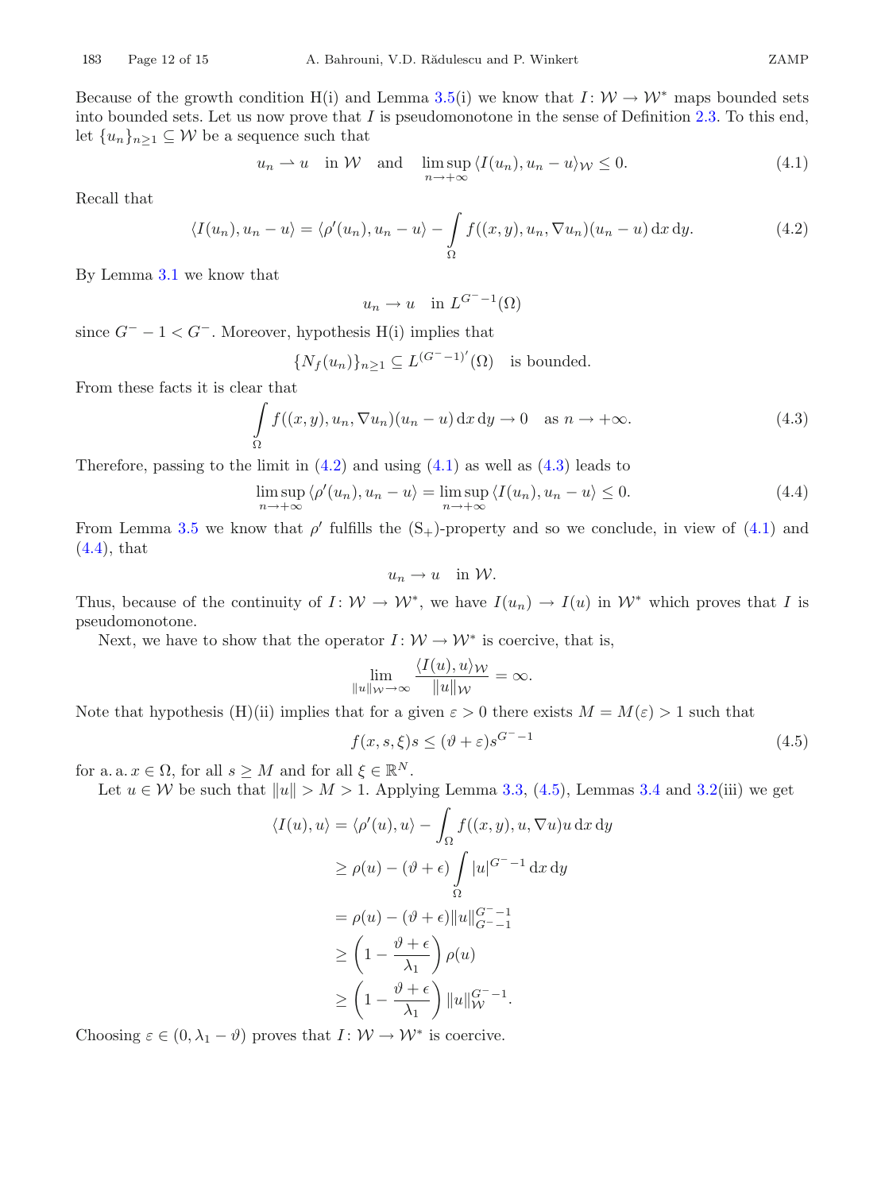Because of the growth condition H(i) and Lemma 3.5(i) we know that $I\colon \mathcal{W} \to \mathcal{W}^*$ maps bounded sets into bounded sets. Let us now prove that $I$ is pseudomonotone in the sense of Definition 2.3. To this end, let $\{u_n\}_{n\geq 1} \subseteq \mathcal{W}$ be a sequence such that

$$u_n \rightharpoonup u \quad \text{in } \mathcal{W} \quad \text{and} \quad \limsup_{n\to+\infty} \langle I(u_n), u_n - u\rangle_{\mathcal{W}} \leq 0. \tag{4.1}$$

Recall that

$$\langle I(u_n), u_n - u\rangle = \langle \rho'(u_n), u_n - u\rangle - \int_\Omega f((x,y), u_n, \nabla u_n)(u_n - u)\,\mathrm{d}x\,\mathrm{d}y. \tag{4.2}$$

By Lemma 3.1 we know that

$$u_n \to u \quad \text{in } L^{G^- -1}(\Omega)$$

since $G^- - 1 < G^-$. Moreover, hypothesis H(i) implies that

$$\{N_f(u_n)\}_{n\geq 1} \subseteq L^{(G^- -1)'}(\Omega) \quad \text{is bounded.}$$

From these facts it is clear that

$$\int_\Omega f((x,y), u_n, \nabla u_n)(u_n - u)\,\mathrm{d}x\,\mathrm{d}y \to 0 \quad \text{as } n \to +\infty. \tag{4.3}$$

Therefore, passing to the limit in (4.2) and using (4.1) as well as (4.3) leads to

$$\limsup_{n\to+\infty} \langle \rho'(u_n), u_n - u\rangle = \limsup_{n\to+\infty} \langle I(u_n), u_n - u\rangle \leq 0. \tag{4.4}$$

From Lemma 3.5 we know that $\rho'$ fulfills the $(\mathrm{S}_+)$-property and so we conclude, in view of (4.1) and (4.4), that

$$u_n \to u \quad \text{in } \mathcal{W}.$$

Thus, because of the continuity of $I\colon \mathcal{W} \to \mathcal{W}^*$, we have $I(u_n) \to I(u)$ in $\mathcal{W}^*$ which proves that $I$ is pseudomonotone.

Next, we have to show that the operator $I\colon \mathcal{W} \to \mathcal{W}^*$ is coercive, that is,

$$\lim_{\|u\|_{\mathcal{W}}\to\infty} \frac{\langle I(u), u\rangle_{\mathcal{W}}}{\|u\|_{\mathcal{W}}} = \infty.$$

Note that hypothesis (H)(ii) implies that for a given $\varepsilon > 0$ there exists $M = M(\varepsilon) > 1$ such that

$$f(x,s,\xi)s \leq (\vartheta + \varepsilon)s^{G^- -1} \tag{4.5}$$

for a. a. $x \in \Omega$, for all $s \geq M$ and for all $\xi \in \mathbb{R}^N$.

Let $u \in \mathcal{W}$ be such that $\|u\| > M > 1$. Applying Lemma 3.3, (4.5), Lemmas 3.4 and 3.2(iii) we get

$$\begin{aligned}
\langle I(u), u\rangle &= \langle \rho'(u), u\rangle - \int_\Omega f((x,y), u, \nabla u)u\,\mathrm{d}x\,\mathrm{d}y \\
&\geq \rho(u) - (\vartheta + \epsilon)\int_\Omega |u|^{G^- -1}\,\mathrm{d}x\,\mathrm{d}y \\
&= \rho(u) - (\vartheta + \epsilon)\|u\|_{G^- -1}^{G^- -1} \\
&\geq \left(1 - \frac{\vartheta + \epsilon}{\lambda_1}\right)\rho(u) \\
&\geq \left(1 - \frac{\vartheta + \epsilon}{\lambda_1}\right)\|u\|_{\mathcal{W}}^{G^- -1}.
\end{aligned}$$

Choosing $\varepsilon \in (0, \lambda_1 - \vartheta)$ proves that $I\colon \mathcal{W} \to \mathcal{W}^*$ is coercive.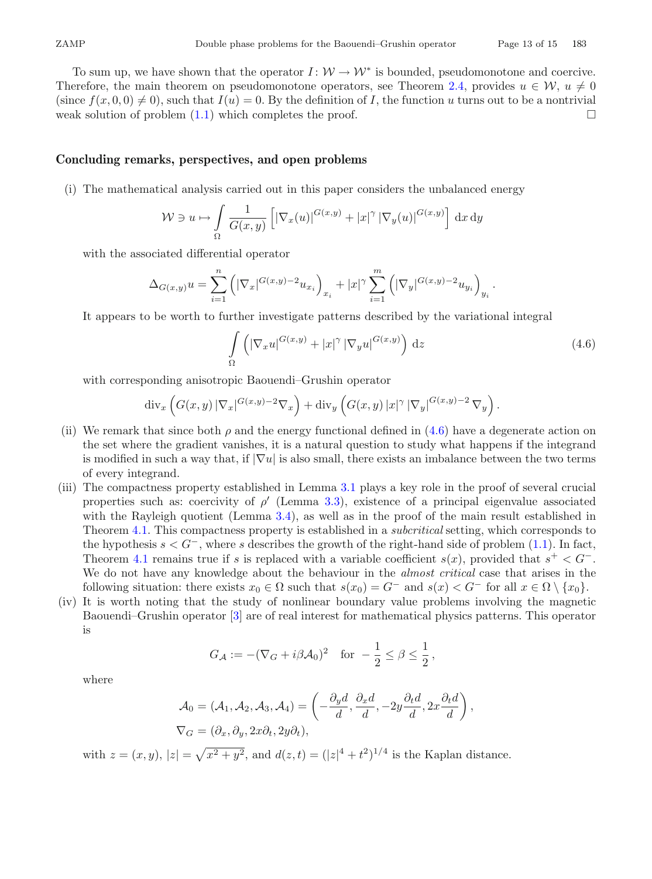To sum up, we have shown that the operator $I\colon \mathcal{W} \to \mathcal{W}^*$ is bounded, pseudomonotone and coercive. Therefore, the main theorem on pseudomonotone operators, see Theorem 2.4, provides $u \in \mathcal{W}$, $u \neq 0$ (since $f(x,0,0) \neq 0$), such that $I(u) = 0$. By the definition of $I$, the function $u$ turns out to be a nontrivial weak solution of problem (1.1) which completes the proof. □

## Concluding remarks, perspectives, and open problems

(i) The mathematical analysis carried out in this paper considers the unbalanced energy

$$\mathcal{W} \ni u \mapsto \int_\Omega \frac{1}{G(x,y)} \left[ |\nabla_x(u)|^{G(x,y)} + |x|^\gamma \, |\nabla_y(u)|^{G(x,y)} \right] \mathrm{d}x \, \mathrm{d}y$$

with the associated differential operator

$$\Delta_{G(x,y)} u = \sum_{i=1}^n \left( |\nabla_x|^{G(x,y)-2} u_{x_i} \right)_{x_i} + |x|^\gamma \sum_{i=1}^m \left( |\nabla_y|^{G(x,y)-2} u_{y_i} \right)_{y_i}.$$

It appears to be worth to further investigate patterns described by the variational integral

$$\int_\Omega \left( |\nabla_x u|^{G(x,y)} + |x|^\gamma \, |\nabla_y u|^{G(x,y)} \right) \mathrm{d}z \tag{4.6}$$

with corresponding anisotropic Baouendi–Grushin operator

$$\operatorname{div}_x \left( G(x,y) \, |\nabla_x|^{G(x,y)-2} \nabla_x \right) + \operatorname{div}_y \left( G(x,y) \, |x|^\gamma \, |\nabla_y|^{G(x,y)-2} \, \nabla_y \right).$$

(ii) We remark that since both $\rho$ and the energy functional defined in (4.6) have a degenerate action on the set where the gradient vanishes, it is a natural question to study what happens if the integrand is modified in such a way that, if $|\nabla u|$ is also small, there exists an imbalance between the two terms of every integrand.

(iii) The compactness property established in Lemma 3.1 plays a key role in the proof of several crucial properties such as: coercivity of $\rho'$ (Lemma 3.3), existence of a principal eigenvalue associated with the Rayleigh quotient (Lemma 3.4), as well as in the proof of the main result established in Theorem 4.1. This compactness property is established in a *subcritical* setting, which corresponds to the hypothesis $s < G^-$, where $s$ describes the growth of the right-hand side of problem (1.1). In fact, Theorem 4.1 remains true if $s$ is replaced with a variable coefficient $s(x)$, provided that $s^+ < G^-$. We do not have any knowledge about the behaviour in the *almost critical* case that arises in the following situation: there exists $x_0 \in \Omega$ such that $s(x_0) = G^-$ and $s(x) < G^-$ for all $x \in \Omega \setminus \{x_0\}$.

(iv) It is worth noting that the study of nonlinear boundary value problems involving the magnetic Baouendi–Grushin operator [3] are of real interest for mathematical physics patterns. This operator is

$$G_{\mathcal{A}} := -(\nabla_G + i\beta \mathcal{A}_0)^2 \quad \text{for } -\frac{1}{2} \leq \beta \leq \frac{1}{2},$$

where

$$\mathcal{A}_0 = (\mathcal{A}_1, \mathcal{A}_2, \mathcal{A}_3, \mathcal{A}_4) = \left( -\frac{\partial_y d}{d}, \frac{\partial_x d}{d}, -2y\frac{\partial_t d}{d}, 2x\frac{\partial_t d}{d} \right),$$
$$\nabla_G = (\partial_x, \partial_y, 2x\partial_t, 2y\partial_t),$$

with $z = (x,y)$, $|z| = \sqrt{x^2+y^2}$, and $d(z,t) = (|z|^4 + t^2)^{1/4}$ is the Kaplan distance.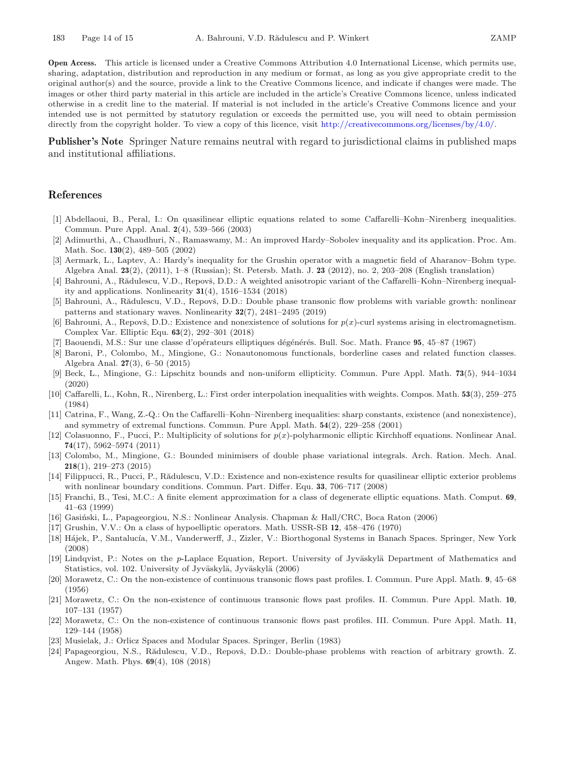**Open Access.** This article is licensed under a Creative Commons Attribution 4.0 International License, which permits use, sharing, adaptation, distribution and reproduction in any medium or format, as long as you give appropriate credit to the original author(s) and the source, provide a link to the Creative Commons licence, and indicate if changes were made. The images or other third party material in this article are included in the article's Creative Commons licence, unless indicated otherwise in a credit line to the material. If material is not included in the article's Creative Commons licence and your intended use is not permitted by statutory regulation or exceeds the permitted use, you will need to obtain permission directly from the copyright holder. To view a copy of this licence, visit http://creativecommons.org/licenses/by/4.0/.

**Publisher's Note** Springer Nature remains neutral with regard to jurisdictional claims in published maps and institutional affiliations.

## References

[1] Abdellaoui, B., Peral, I.: On quasilinear elliptic equations related to some Caffarelli–Kohn–Nirenberg inequalities. Commun. Pure Appl. Anal. **2**(4), 539–566 (2003)

[2] Adimurthi, A., Chaudhuri, N., Ramaswamy, M.: An improved Hardy–Sobolev inequality and its application. Proc. Am. Math. Soc. **130**(2), 489–505 (2002)

[3] Aermark, L., Laptev, A.: Hardy's inequality for the Grushin operator with a magnetic field of Aharanov–Bohm type. Algebra Anal. **23**(2), (2011), 1–8 (Russian); St. Petersb. Math. J. **23** (2012), no. 2, 203–208 (English translation)

[4] Bahrouni, A., Rădulescu, V.D., Repovš, D.D.: A weighted anisotropic variant of the Caffarelli–Kohn–Nirenberg inequality and applications. Nonlinearity **31**(4), 1516–1534 (2018)

[5] Bahrouni, A., Rădulescu, V.D., Repovš, D.D.: Double phase transonic flow problems with variable growth: nonlinear patterns and stationary waves. Nonlinearity **32**(7), 2481–2495 (2019)

[6] Bahrouni, A., Repovš, D.D.: Existence and nonexistence of solutions for $p(x)$-curl systems arising in electromagnetism. Complex Var. Elliptic Equ. **63**(2), 292–301 (2018)

[7] Baouendi, M.S.: Sur une classe d'opérateurs elliptiques dégénérés. Bull. Soc. Math. France **95**, 45–87 (1967)

[8] Baroni, P., Colombo, M., Mingione, G.: Nonautonomous functionals, borderline cases and related function classes. Algebra Anal. **27**(3), 6–50 (2015)

[9] Beck, L., Mingione, G.: Lipschitz bounds and non-uniform ellipticity. Commun. Pure Appl. Math. **73**(5), 944–1034 (2020)

[10] Caffarelli, L., Kohn, R., Nirenberg, L.: First order interpolation inequalities with weights. Compos. Math. **53**(3), 259–275 (1984)

[11] Catrina, F., Wang, Z.-Q.: On the Caffarelli–Kohn–Nirenberg inequalities: sharp constants, existence (and nonexistence), and symmetry of extremal functions. Commun. Pure Appl. Math. **54**(2), 229–258 (2001)

[12] Colasuonno, F., Pucci, P.: Multiplicity of solutions for $p(x)$-polyharmonic elliptic Kirchhoff equations. Nonlinear Anal. **74**(17), 5962–5974 (2011)

[13] Colombo, M., Mingione, G.: Bounded minimisers of double phase variational integrals. Arch. Ration. Mech. Anal. **218**(1), 219–273 (2015)

[14] Filippucci, R., Pucci, P., Rădulescu, V.D.: Existence and non-existence results for quasilinear elliptic exterior problems with nonlinear boundary conditions. Commun. Part. Differ. Equ. **33**, 706–717 (2008)

[15] Franchi, B., Tesi, M.C.: A finite element approximation for a class of degenerate elliptic equations. Math. Comput. **69**, 41–63 (1999)

[16] Gasiński, L., Papageorgiou, N.S.: Nonlinear Analysis. Chapman & Hall/CRC, Boca Raton (2006)

[17] Grushin, V.V.: On a class of hypoelliptic operators. Math. USSR-SB **12**, 458–476 (1970)

[18] Hájek, P., Santalucía, V.M., Vanderwerff, J., Zizler, V.: Biorthogonal Systems in Banach Spaces. Springer, New York (2008)

[19] Lindqvist, P.: Notes on the $p$-Laplace Equation, Report. University of Jyväskylä Department of Mathematics and Statistics, vol. 102. University of Jyväskylä, Jyväskylä (2006)

[20] Morawetz, C.: On the non-existence of continuous transonic flows past profiles. I. Commun. Pure Appl. Math. **9**, 45–68 (1956)

[21] Morawetz, C.: On the non-existence of continuous transonic flows past profiles. II. Commun. Pure Appl. Math. **10**, 107–131 (1957)

[22] Morawetz, C.: On the non-existence of continuous transonic flows past profiles. III. Commun. Pure Appl. Math. **11**, 129–144 (1958)

[23] Musielak, J.: Orlicz Spaces and Modular Spaces. Springer, Berlin (1983)

[24] Papageorgiou, N.S., Rădulescu, V.D., Repovš, D.D.: Double-phase problems with reaction of arbitrary growth. Z. Angew. Math. Phys. **69**(4), 108 (2018)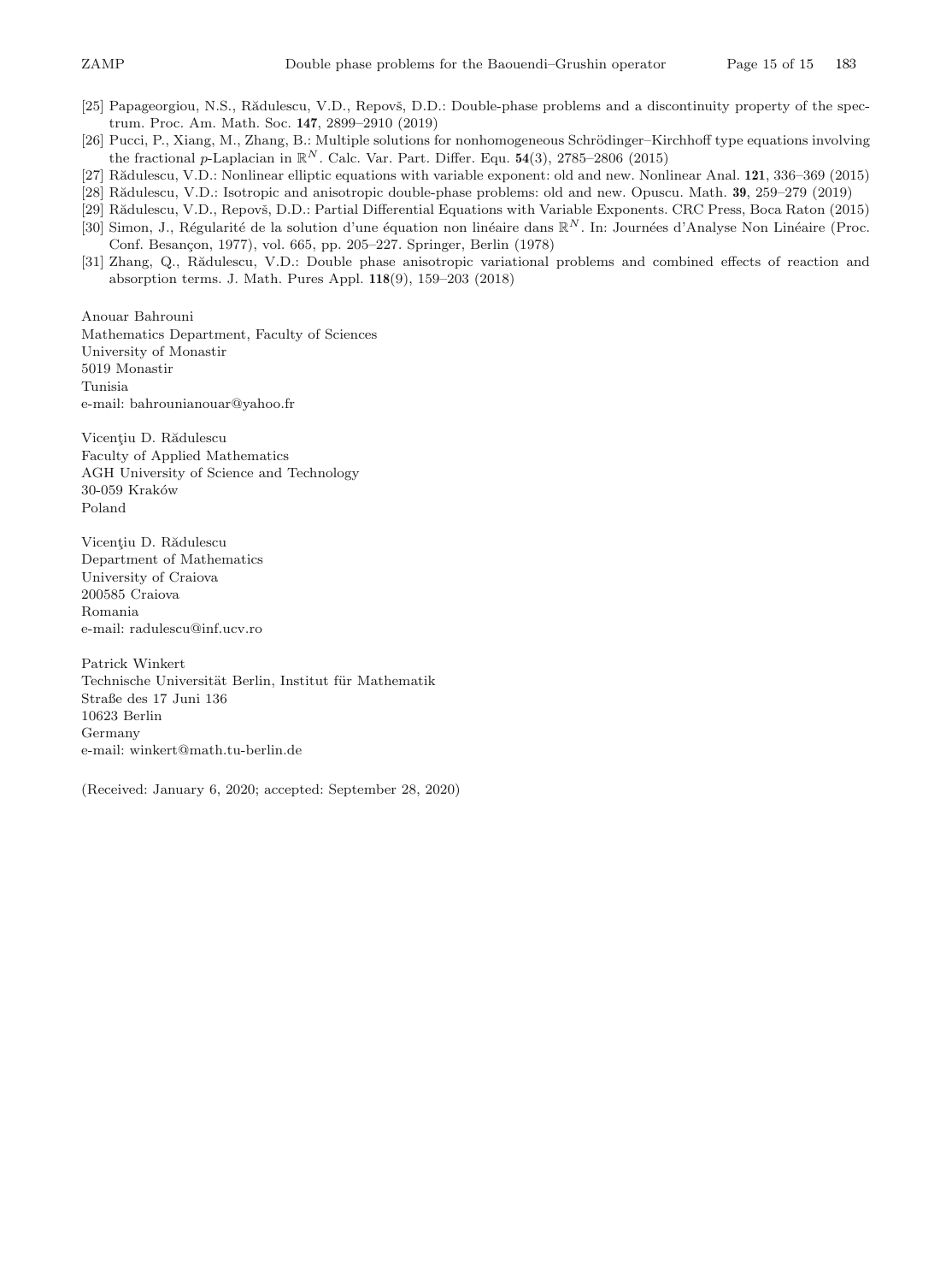[25] Papageorgiou, N.S., Rădulescu, V.D., Repovš, D.D.: Double-phase problems and a discontinuity property of the spectrum. Proc. Am. Math. Soc. **147**, 2899–2910 (2019)

[26] Pucci, P., Xiang, M., Zhang, B.: Multiple solutions for nonhomogeneous Schrödinger–Kirchhoff type equations involving the fractional $p$-Laplacian in $\mathbb{R}^N$. Calc. Var. Part. Differ. Equ. **54**(3), 2785–2806 (2015)

[27] Rădulescu, V.D.: Nonlinear elliptic equations with variable exponent: old and new. Nonlinear Anal. **121**, 336–369 (2015)

[28] Rădulescu, V.D.: Isotropic and anisotropic double-phase problems: old and new. Opuscu. Math. **39**, 259–279 (2019)

[29] Rădulescu, V.D., Repovš, D.D.: Partial Differential Equations with Variable Exponents. CRC Press, Boca Raton (2015)

[30] Simon, J., Régularité de la solution d'une équation non linéaire dans $\mathbb{R}^N$. In: Journées d'Analyse Non Linéaire (Proc. Conf. Besançon, 1977), vol. 665, pp. 205–227. Springer, Berlin (1978)

[31] Zhang, Q., Rădulescu, V.D.: Double phase anisotropic variational problems and combined effects of reaction and absorption terms. J. Math. Pures Appl. **118**(9), 159–203 (2018)

Anouar Bahrouni
Mathematics Department, Faculty of Sciences
University of Monastir
5019 Monastir
Tunisia
e-mail: bahrounianouar@yahoo.fr

Vicenţiu D. Rădulescu
Faculty of Applied Mathematics
AGH University of Science and Technology
30-059 Kraków
Poland

Vicenţiu D. Rădulescu
Department of Mathematics
University of Craiova
200585 Craiova
Romania
e-mail: radulescu@inf.ucv.ro

Patrick Winkert
Technische Universität Berlin, Institut für Mathematik
Straße des 17 Juni 136
10623 Berlin
Germany
e-mail: winkert@math.tu-berlin.de

(Received: January 6, 2020; accepted: September 28, 2020)